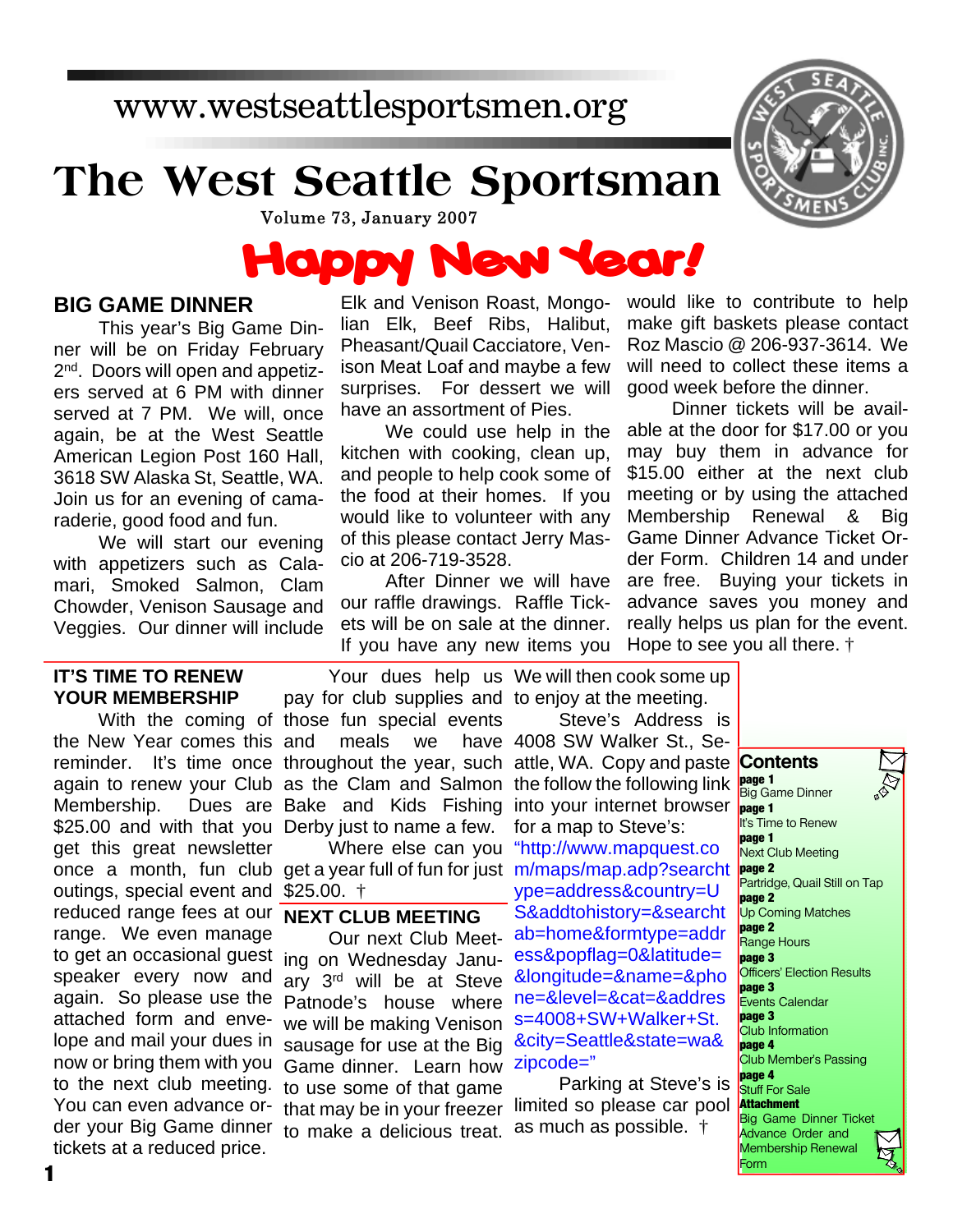www.westseattlesportsmen.org

# The West Seattle Sportsman

Volume 73, January 2007

# Happy New Year!

## BIG GAME DINNER

This year's Big Game Dinner will be on Friday February 2nd. Doors will open and appetizers served at 6 PM with dinner served at 7 PM. We will, once again, be at the West Seattle American Legion Post 160 Hall, 3618 SW Alaska St, Seattle, WA. Join us for an evening of camaraderie, good food and fun.

We will start our evening with appetizers such as Calamari, Smoked Salmon, Clam Chowder, Venison Sausage and Veggies. Our dinner will include Elk and Venison Roast, Mongolian Elk, Beef Ribs, Halibut, Pheasant/Quail Cacciatore, Venison Meat Loaf and maybe a few surprises. For dessert we will have an assortment of Pies.

We could use help in the kitchen with cooking, clean up, and people to help cook some of the food at their homes. If you would like to volunteer with any of this please contact Jerry Mascio at 206-719-3528.

After Dinner we will have our raffle drawings. Raffle Tickets will be on sale at the dinner. If you have any new items you would like to contribute to help make gift baskets please contact Roz Mascio @ 206-937-3614. We will need to collect these items a good week before the dinner.

Dinner tickets will be available at the door for $17.00 or you may buy them in advance for $15.00 either at the next club meeting or by using the attached Membership Renewal & Big Game Dinner Advance Ticket Order Form. Children 14 and under are free. Buying your tickets in advance saves you money and really helps us plan for the event. Hope to see you all there. †

## IT'S TIME TO RENEW YOUR MEMBERSHIP

With the coming of the New Year comes this reminder. It's time once again to renew your Club Membership. Dues are $25.00 and with that you get this great newsletter once a month, fun club outings, special event and reduced range fees at our range. We even manage to get an occasional guest speaker every now and again. So please use the attached form and envelope and mail your dues in now or bring them with you to the next club meeting. You can even advance order your Big Game dinner tickets at a reduced price.

Your dues help us pay for club supplies and those fun special events and meals we have throughout the year, such as the Clam and Salmon Bake and Kids Fishing Derby just to name a few.

Where else can you get a year full of fun for just $25.00. †

## NEXT CLUB MEETING

Our next Club Meeting on Wednesday January 3rd will be at Steve Patnode's house where we will be making Venison sausage for use at the Big Game dinner. Learn how to use some of that game that may be in your freezer to make a delicious treat. We will then cook some up to enjoy at the meeting.

Steve's Address is 4008 SW Walker St., Seattle, WA. Copy and paste the follow the following link into your internet browser for a map to Steve's: "http://www.mapquest.com/maps/map.adp?searchtype=address&country=US&addtohistory=&searchtab=home&formtype=address&popflag=0&latitude=&longitude=&name=&phone=&level=&cat=&address=4008+SW+Walker+St.&city=Seattle&state=wa&zipcode="

Parking at Steve's is limited so please car pool as much as possible. †

## Contents

**page 1** Big Game Dinner
**page 1** It's Time to Renew
**page 1** Next Club Meeting
**page 2** Partridge, Quail Still on Tap
**page 2** Up Coming Matches
**page 2** Range Hours
**page 3** Officers' Election Results
**page 3** Events Calendar
**page 3** Club Information
**page 4** Club Member's Passing
**page 4** Stuff For Sale
**Attachment** Big Game Dinner Ticket Advance Order and Membership Renewal Form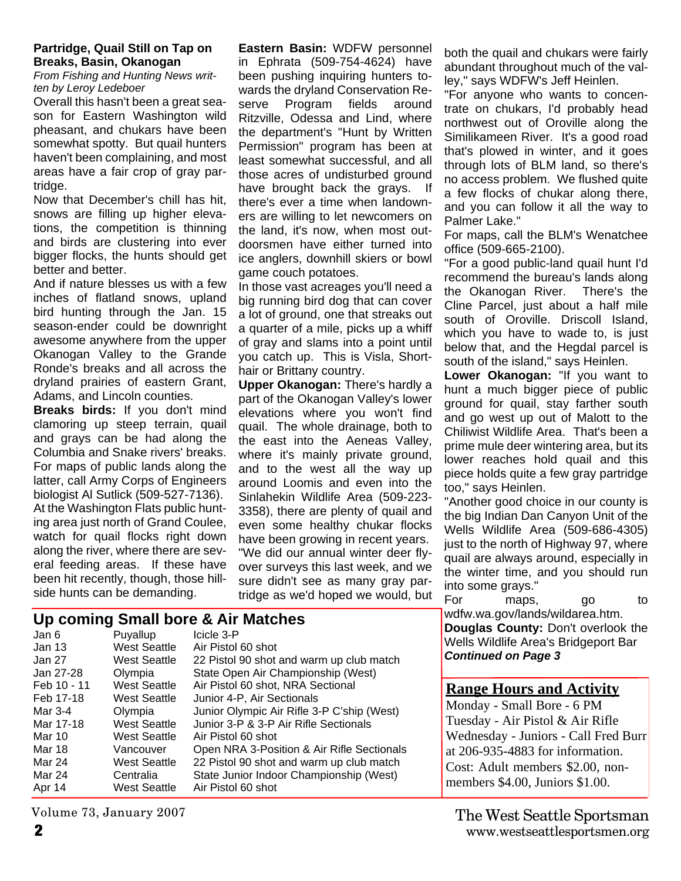### Partridge, Quail Still on Tap on Breaks, Basin, Okanogan

*From Fishing and Hunting News written by Leroy Ledeboer*

Overall this hasn't been a great season for Eastern Washington wild pheasant, and chukars have been somewhat spotty. But quail hunters haven't been complaining, and most areas have a fair crop of gray partridge.

Now that December's chill has hit, snows are filling up higher elevations, the competition is thinning and birds are clustering into ever bigger flocks, the hunts should get better and better.

And if nature blesses us with a few inches of flatland snows, upland bird hunting through the Jan. 15 season-ender could be downright awesome anywhere from the upper Okanogan Valley to the Grande Ronde's breaks and all across the dryland prairies of eastern Grant, Adams, and Lincoln counties.

**Breaks birds:** If you don't mind clamoring up steep terrain, quail and grays can be had along the Columbia and Snake rivers' breaks. For maps of public lands along the latter, call Army Corps of Engineers biologist Al Sutlick (509-527-7136).

At the Washington Flats public hunting area just north of Grand Coulee, watch for quail flocks right down along the river, where there are several feeding areas. If these have been hit recently, though, those hillside hunts can be demanding.

**Eastern Basin:** WDFW personnel in Ephrata (509-754-4624) have been pushing inquiring hunters towards the dryland Conservation Reserve Program fields around Ritzville, Odessa and Lind, where the department's "Hunt by Written Permission" program has been at least somewhat successful, and all those acres of undisturbed ground have brought back the grays. If there's ever a time when landowners are willing to let newcomers on the land, it's now, when most outdoorsmen have either turned into ice anglers, downhill skiers or bowl game couch potatoes.

In those vast acreages you'll need a big running bird dog that can cover a lot of ground, one that streaks out a quarter of a mile, picks up a whiff of gray and slams into a point until you catch up. This is Visla, Shorthair or Brittany country.

**Upper Okanogan:** There's hardly a part of the Okanogan Valley's lower elevations where you won't find quail. The whole drainage, both to the east into the Aeneas Valley, where it's mainly private ground, and to the west all the way up around Loomis and even into the Sinlahekin Wildlife Area (509-223-3358), there are plenty of quail and even some healthy chukar flocks have been growing in recent years.

"We did our annual winter deer flyover surveys this last week, and we sure didn't see as many gray partridge as we'd hoped we would, but both the quail and chukars were fairly abundant throughout much of the valley," says WDFW's Jeff Heinlen.

"For anyone who wants to concentrate on chukars, I'd probably head northwest out of Oroville along the Similikameen River. It's a good road that's plowed in winter, and it goes through lots of BLM land, so there's no access problem. We flushed quite a few flocks of chukar along there, and you can follow it all the way to Palmer Lake."

For maps, call the BLM's Wenatchee office (509-665-2100).

"For a good public-land quail hunt I'd recommend the bureau's lands along the Okanogan River. There's the Cline Parcel, just about a half mile south of Oroville. Driscoll Island, which you have to wade to, is just below that, and the Hegdal parcel is south of the island," says Heinlen.

**Lower Okanogan:** "If you want to hunt a much bigger piece of public ground for quail, stay farther south and go west up out of Malott to the Chiliwist Wildlife Area. That's been a prime mule deer wintering area, but its lower reaches hold quail and this piece holds quite a few gray partridge too," says Heinlen.

"Another good choice in our county is the big Indian Dan Canyon Unit of the Wells Wildlife Area (509-686-4305) just to the north of Highway 97, where quail are always around, especially in the winter time, and you should run into some grays."

For maps, go to wdfw.wa.gov/lands/wildarea.htm.

**Douglas County:** Don't overlook the Wells Wildlife Area's Bridgeport Bar

***Continued on Page 3***

## Up coming Small bore & Air Matches

| Date | Location | Event |
|---|---|---|
| Jan 6 | Puyallup | Icicle 3-P |
| Jan 13 | West Seattle | Air Pistol 60 shot |
| Jan 27 | West Seattle | 22 Pistol 90 shot and warm up club match |
| Jan 27-28 | Olympia | State Open Air Championship (West) |
| Feb 10 - 11 | West Seattle | Air Pistol 60 shot, NRA Sectional |
| Feb 17-18 | West Seattle | Junior 4-P, Air Sectionals |
| Mar 3-4 | Olympia | Junior Olympic Air Rifle 3-P C'ship (West) |
| Mar 17-18 | West Seattle | Junior 3-P & 3-P Air Rifle Sectionals |
| Mar 10 | West Seattle | Air Pistol 60 shot |
| Mar 18 | Vancouver | Open NRA 3-Position & Air Rifle Sectionals |
| Mar 24 | West Seattle | 22 Pistol 90 shot and warm up club match |
| Mar 24 | Centralia | State Junior Indoor Championship (West) |
| Apr 14 | West Seattle | Air Pistol 60 shot |

## Range Hours and Activity

Monday - Small Bore - 6 PM
Tuesday - Air Pistol & Air Rifle
Wednesday - Juniors - Call Fred Burr at 206-935-4883 for information.
Cost: Adult members $2.00, non-members $4.00, Juniors $1.00.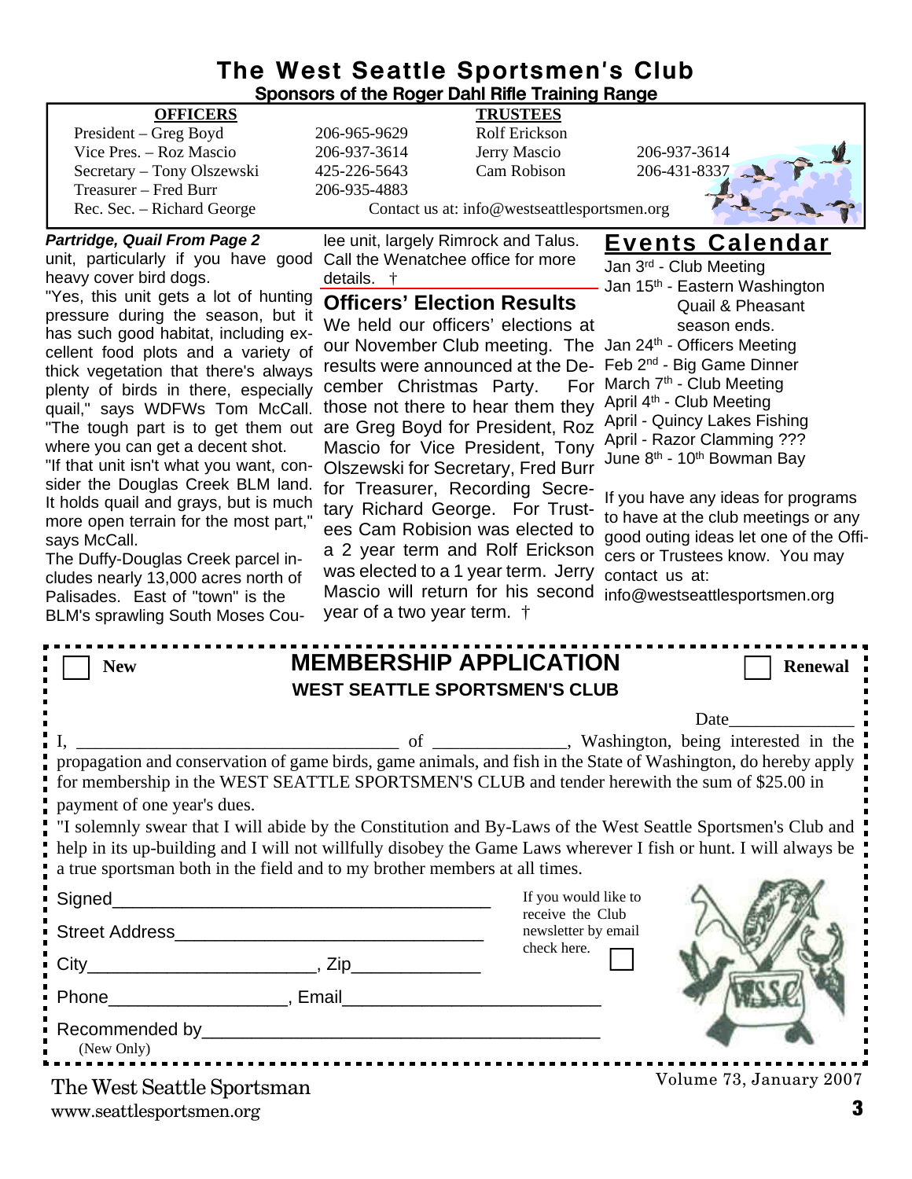# The West Seattle Sportsmen's Club

**Sponsors of the Roger Dahl Rifle Training Range**

| OFFICERS | | TRUSTEES | |
|---|---|---|---|
| President – Greg Boyd | 206-965-9629 | Rolf Erickson | |
| Vice Pres. – Roz Mascio | 206-937-3614 | Jerry Mascio | 206-937-3614 |
| Secretary – Tony Olszewski | 425-226-5643 | Cam Robison | 206-431-8337 |
| Treasurer – Fred Burr | 206-935-4883 | | |
| Rec. Sec. – Richard George | | | |

Contact us at: info@westseattlesportsmen.org

***Partridge, Quail From Page 2***

unit, particularly if you have good heavy cover bird dogs.

"Yes, this unit gets a lot of hunting pressure during the season, but it has such good habitat, including excellent food plots and a variety of thick vegetation that there's always plenty of birds in there, especially quail," says WDFWs Tom McCall. "The tough part is to get them out where you can get a decent shot.

"If that unit isn't what you want, consider the Douglas Creek BLM land. It holds quail and grays, but is much more open terrain for the most part," says McCall.

The Duffy-Douglas Creek parcel includes nearly 13,000 acres north of Palisades. East of "town" is the BLM's sprawling South Moses Coulee unit, largely Rimrock and Talus. Call the Wenatchee office for more details. †

## Officers' Election Results

We held our officers' elections at our November Club meeting. The results were announced at the December Christmas Party. For those not there to hear them they are Greg Boyd for President, Roz Mascio for Vice President, Tony Olszewski for Secretary, Fred Burr for Treasurer, Recording Secretary Richard George. For Trustees Cam Robision was elected to a 2 year term and Rolf Erickson was elected to a 1 year term. Jerry Mascio will return for his second year of a two year term. †

## Events Calendar

- Jan 3rd - Club Meeting
- Jan 15th - Eastern Washington Quail & Pheasant season ends.
- Jan 24th - Officers Meeting
- Feb 2nd - Big Game Dinner
- March 7th - Club Meeting
- April 4th - Club Meeting
- April - Quincy Lakes Fishing
- April - Razor Clamming ???
- June 8th - 10th Bowman Bay

If you have any ideas for programs to have at the club meetings or any good outing ideas let one of the Officers or Trustees know. You may contact us at: info@westseattlesportsmen.org

---

☐ New

## MEMBERSHIP APPLICATION

**WEST SEATTLE SPORTSMEN'S CLUB**

☐ Renewal

Date______________

I, ___________________________________ of _______________, Washington, being interested in the propagation and conservation of game birds, game animals, and fish in the State of Washington, do hereby apply for membership in the WEST SEATTLE SPORTSMEN'S CLUB and tender herewith the sum of $25.00 in payment of one year's dues.

"I solemnly swear that I will abide by the Constitution and By-Laws of the West Seattle Sportsmen's Club and help in its up-building and I will not willfully disobey the Game Laws wherever I fish or hunt. I will always be a true sportsman both in the field and to my brother members at all times.

Signed______________________________________

Street Address______________________________

City______________________, Zip_____________

Phone__________________, Email__________________________

Recommended by________________________________________
(New Only)

If you would like to receive the Club newsletter by email check here. ☐

The West Seattle Sportsman
www.seattlesportsmen.org

Volume 73, January 2007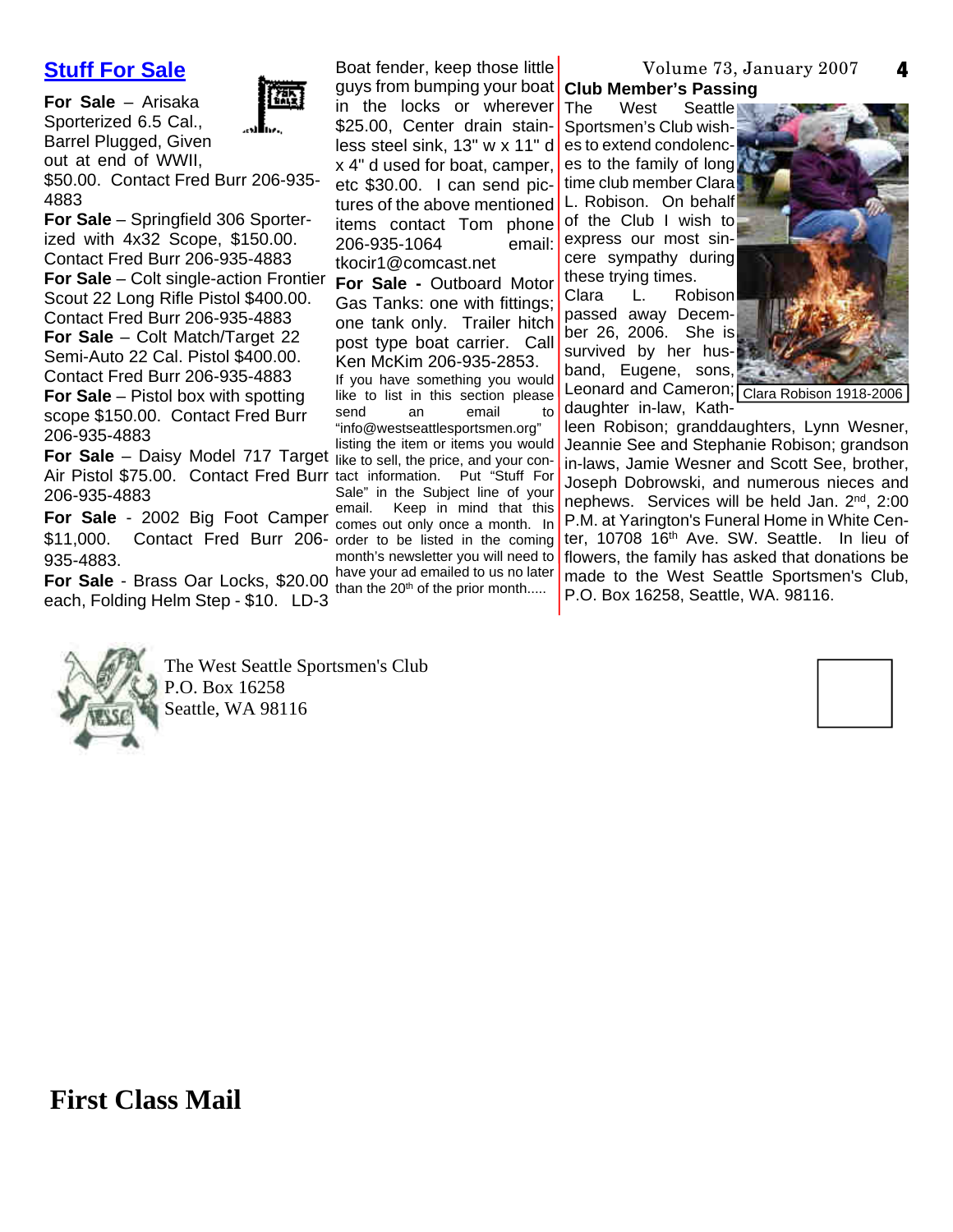## Stuff For Sale

**For Sale** – Arisaka Sporterized 6.5 Cal., Barrel Plugged, Given out at end of WWII, $50.00. Contact Fred Burr 206-935-4883

**For Sale** – Springfield 306 Sporterized with 4x32 Scope, $150.00. Contact Fred Burr 206-935-4883

**For Sale** – Colt single-action Frontier Scout 22 Long Rifle Pistol $400.00. Contact Fred Burr 206-935-4883

**For Sale** – Colt Match/Target 22 Semi-Auto 22 Cal. Pistol $400.00. Contact Fred Burr 206-935-4883

**For Sale** – Pistol box with spotting scope $150.00. Contact Fred Burr 206-935-4883

**For Sale** – Daisy Model 717 Target Air Pistol $75.00. Contact Fred Burr 206-935-4883

**For Sale** - 2002 Big Foot Camper $11,000. Contact Fred Burr 206-935-4883.

**For Sale** - Brass Oar Locks, $20.00 each, Folding Helm Step - $10. LD-3 Boat fender, keep those little guys from bumping your boat in the locks or wherever $25.00, Center drain stainless steel sink, 13" w x 11" d x 4" d used for boat, camper, etc $30.00. I can send pictures of the above mentioned items contact Tom phone 206-935-1064 email: tkocir1@comcast.net

**For Sale -** Outboard Motor Gas Tanks: one with fittings; one tank only. Trailer hitch post type boat carrier. Call Ken McKim 206-935-2853.

If you have something you would like to list in this section please send an email to "info@westseattlesportsmen.org" listing the item or items you would like to sell, the price, and your contact information. Put "Stuff For Sale" in the Subject line of your email. Keep in mind that this comes out only once a month. In order to be listed in the coming month's newsletter you will need to have your ad emailed to us no later than the 20th of the prior month.....

### Club Member's Passing

The West Seattle Sportsmen's Club wishes to extend condolences to the family of long time club member Clara L. Robison. On behalf of the Club I wish to express our most sincere sympathy during these trying times.

Clara Robison 1918-2006

Clara L. Robison passed away December 26, 2006. She is survived by her husband, Eugene, sons, Leonard and Cameron; daughter in-law, Kathleen Robison; granddaughters, Lynn Wesner, Jeannie See and Stephanie Robison; grandson in-laws, Jamie Wesner and Scott See, brother, Joseph Dobrowski, and numerous nieces and nephews. Services will be held Jan. 2nd, 2:00 P.M. at Yarington's Funeral Home in White Center, 10708 16th Ave. SW. Seattle. In lieu of flowers, the family has asked that donations be made to the West Seattle Sportsmen's Club, P.O. Box 16258, Seattle, WA. 98116.

The West Seattle Sportsmen's Club
P.O. Box 16258
Seattle, WA 98116

**First Class Mail**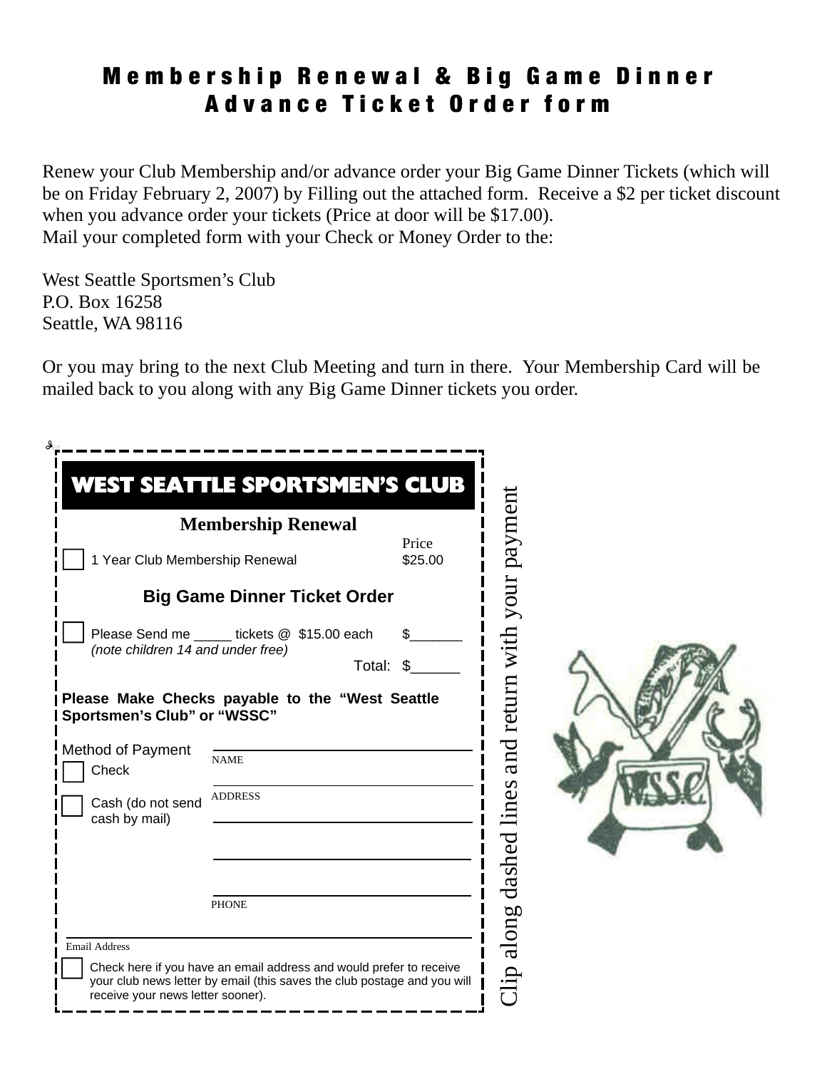# Membership Renewal & Big Game Dinner Advance Ticket Order form

Renew your Club Membership and/or advance order your Big Game Dinner Tickets (which will be on Friday February 2, 2007) by Filling out the attached form. Receive a $2 per ticket discount when you advance order your tickets (Price at door will be $17.00).
Mail your completed form with your Check or Money Order to the:

West Seattle Sportsmen's Club
P.O. Box 16258
Seattle, WA 98116

Or you may bring to the next Club Meeting and turn in there. Your Membership Card will be mailed back to you along with any Big Game Dinner tickets you order.

## WEST SEATTLE SPORTSMEN'S CLUB

### Membership Renewal

| | | Price |
|---|---|---|
| ☐ | 1 Year Club Membership Renewal | $25.00 |

### Big Game Dinner Ticket Order

☐ Please Send me _____ tickets @ $15.00 each $_______
*(note children 14 and under free)*

Total: $______

**Please Make Checks payable to the "West Seattle Sportsmen's Club" or "WSSC"**

Method of Payment

☐ Check

☐ Cash (do not send cash by mail)

NAME ______________________

ADDRESS ______________________

______________________

______________________

PHONE ______________________

Email Address ______________________

☐ Check here if you have an email address and would prefer to receive your club news letter by email (this saves the club postage and you will receive your news letter sooner).

Clip along dashed lines and return with your payment